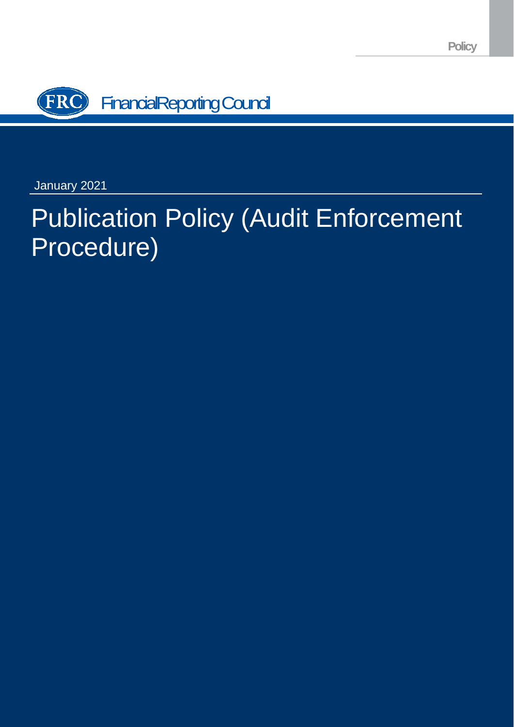Policy

Financial Reporting Council

January 2021

# Publication Policy (Audit Enforcement Procedure)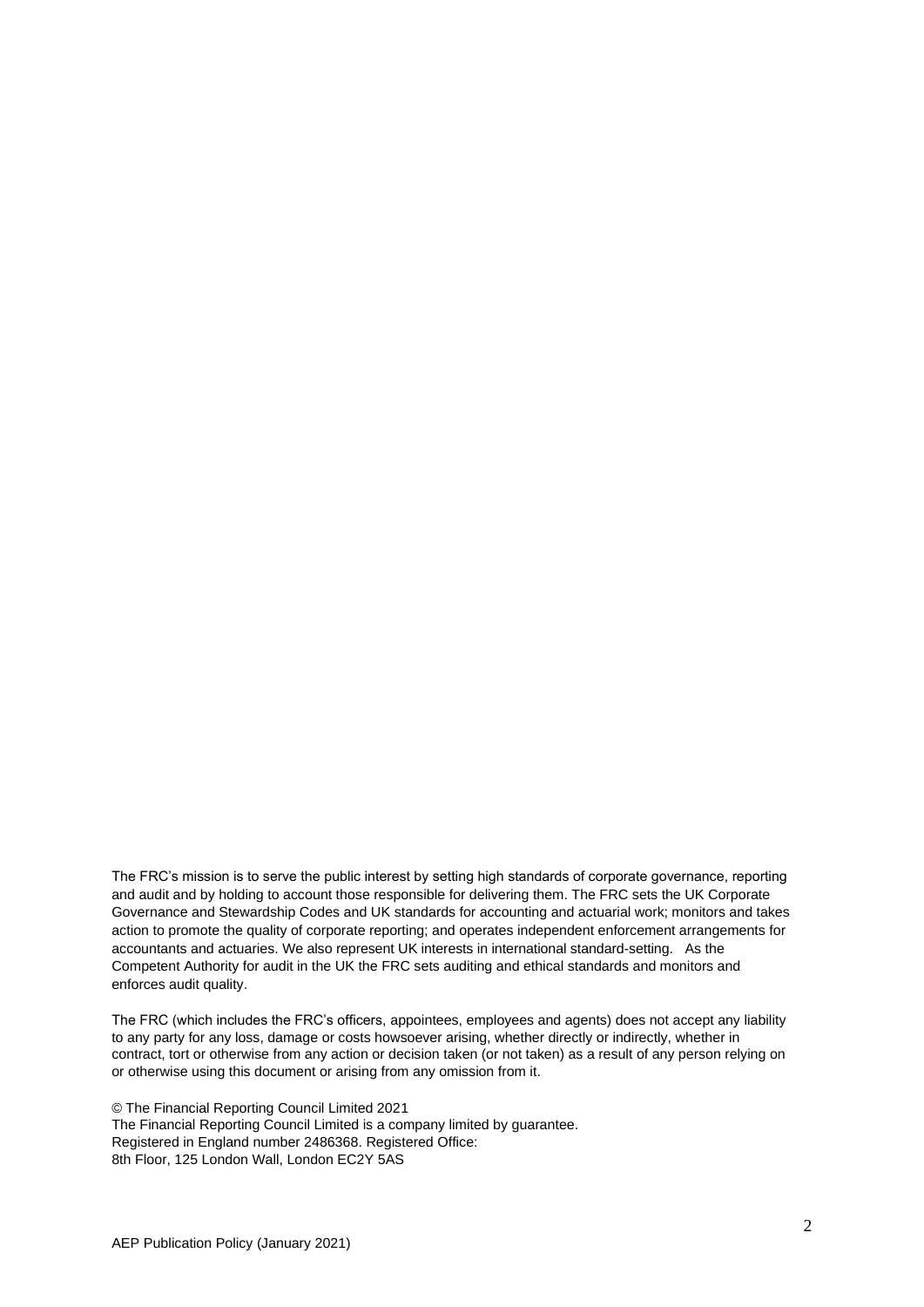The FRC's mission is to serve the public interest by setting high standards of corporate governance, reporting and audit and by holding to account those responsible for delivering them. The FRC sets the UK Corporate Governance and Stewardship Codes and UK standards for accounting and actuarial work; monitors and takes action to promote the quality of corporate reporting; and operates independent enforcement arrangements for accountants and actuaries. We also represent UK interests in international standard-setting. As the Competent Authority for audit in the UK the FRC sets auditing and ethical standards and monitors and enforces audit quality.

The FRC (which includes the FRC's officers, appointees, employees and agents) does not accept any liability to any party for any loss, damage or costs howsoever arising, whether directly or indirectly, whether in contract, tort or otherwise from any action or decision taken (or not taken) as a result of any person relying on or otherwise using this document or arising from any omission from it.

© The Financial Reporting Council Limited 2021
The Financial Reporting Council Limited is a company limited by guarantee.
Registered in England number 2486368. Registered Office:
8th Floor, 125 London Wall, London EC2Y 5AS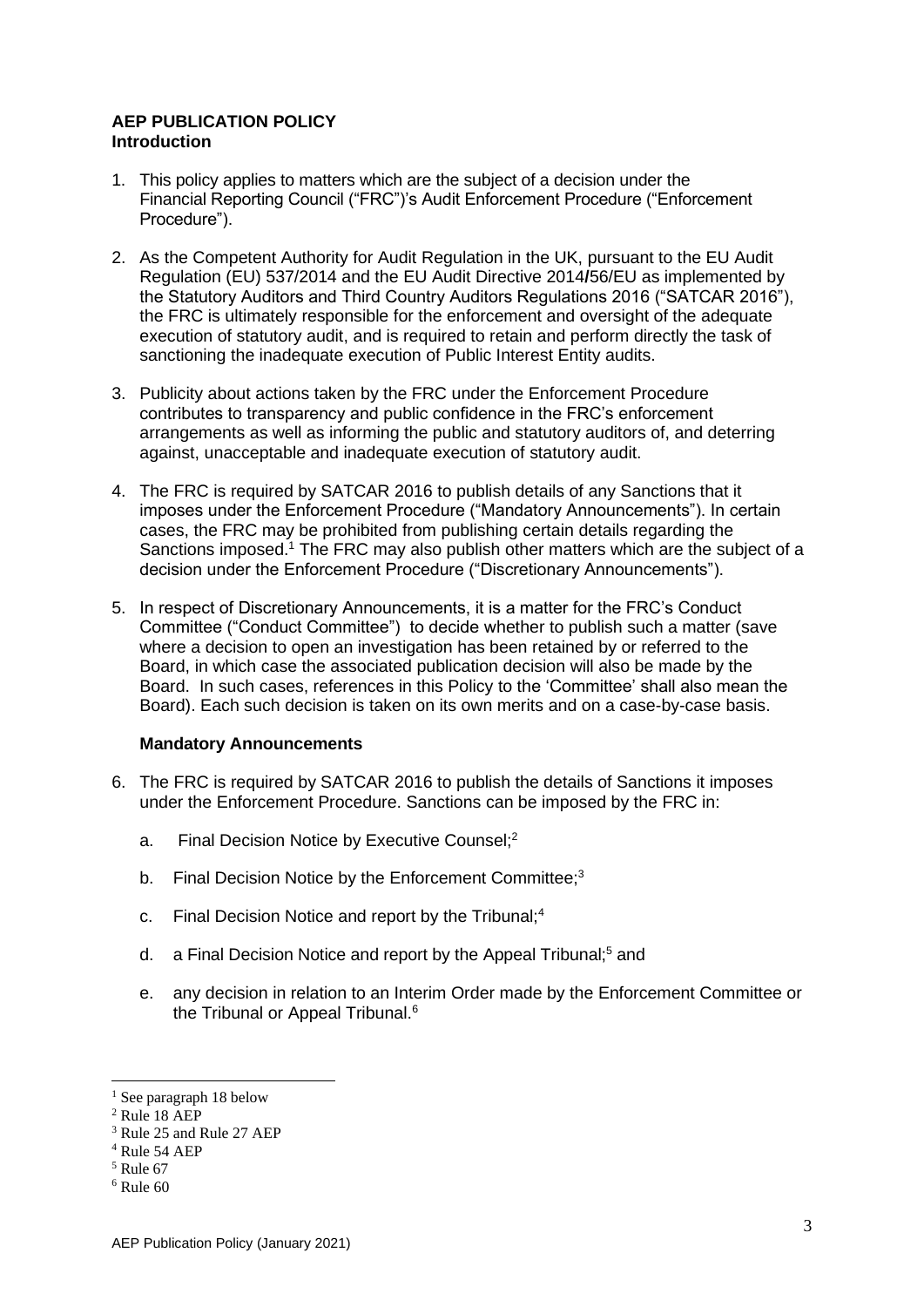## AEP PUBLICATION POLICY

### Introduction

1. This policy applies to matters which are the subject of a decision under the Financial Reporting Council ("FRC")'s Audit Enforcement Procedure ("Enforcement Procedure").

2. As the Competent Authority for Audit Regulation in the UK, pursuant to the EU Audit Regulation (EU) 537/2014 and the EU Audit Directive 2014/56/EU as implemented by the Statutory Auditors and Third Country Auditors Regulations 2016 ("SATCAR 2016"), the FRC is ultimately responsible for the enforcement and oversight of the adequate execution of statutory audit, and is required to retain and perform directly the task of sanctioning the inadequate execution of Public Interest Entity audits.

3. Publicity about actions taken by the FRC under the Enforcement Procedure contributes to transparency and public confidence in the FRC's enforcement arrangements as well as informing the public and statutory auditors of, and deterring against, unacceptable and inadequate execution of statutory audit.

4. The FRC is required by SATCAR 2016 to publish details of any Sanctions that it imposes under the Enforcement Procedure ("Mandatory Announcements"). In certain cases, the FRC may be prohibited from publishing certain details regarding the Sanctions imposed.[1] The FRC may also publish other matters which are the subject of a decision under the Enforcement Procedure ("Discretionary Announcements").

5. In respect of Discretionary Announcements, it is a matter for the FRC's Conduct Committee ("Conduct Committee") to decide whether to publish such a matter (save where a decision to open an investigation has been retained by or referred to the Board, in which case the associated publication decision will also be made by the Board. In such cases, references in this Policy to the 'Committee' shall also mean the Board). Each such decision is taken on its own merits and on a case-by-case basis.

### Mandatory Announcements

6. The FRC is required by SATCAR 2016 to publish the details of Sanctions it imposes under the Enforcement Procedure. Sanctions can be imposed by the FRC in:

   a. Final Decision Notice by Executive Counsel;[2]

   b. Final Decision Notice by the Enforcement Committee;[3]

   c. Final Decision Notice and report by the Tribunal;[4]

   d. a Final Decision Notice and report by the Appeal Tribunal;[5] and

   e. any decision in relation to an Interim Order made by the Enforcement Committee or the Tribunal or Appeal Tribunal.[6]

---

[1] See paragraph 18 below
[2] Rule 18 AEP
[3] Rule 25 and Rule 27 AEP
[4] Rule 54 AEP
[5] Rule 67
[6] Rule 60

AEP Publication Policy (January 2021)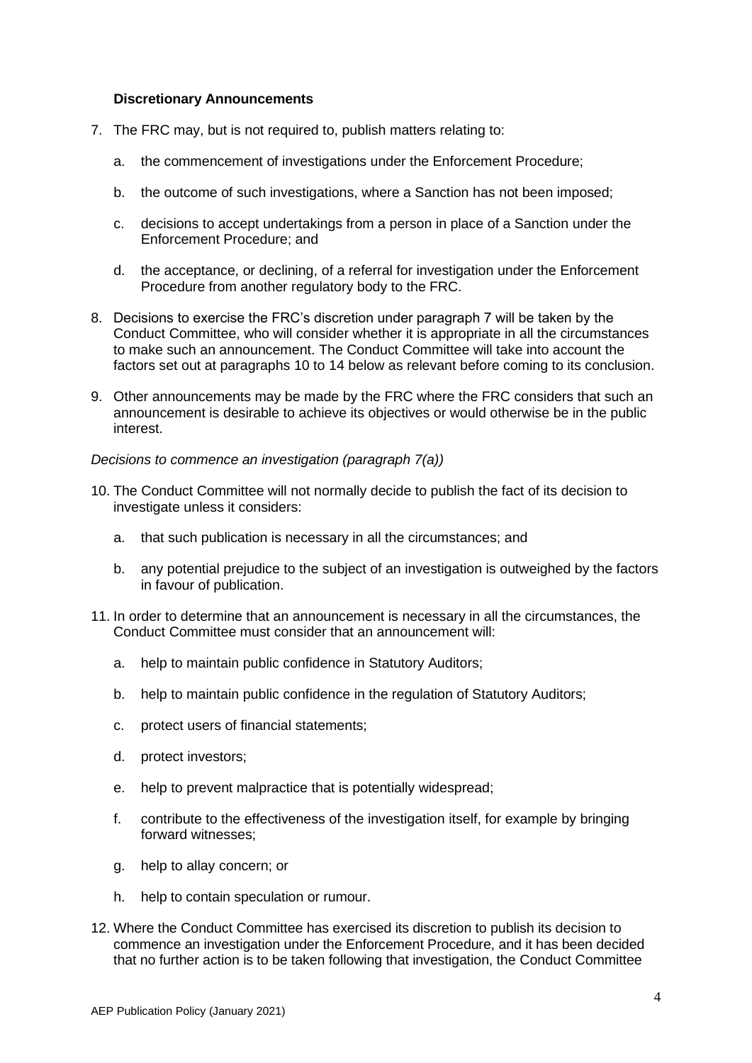### Discretionary Announcements

7. The FRC may, but is not required to, publish matters relating to:

   a. the commencement of investigations under the Enforcement Procedure;

   b. the outcome of such investigations, where a Sanction has not been imposed;

   c. decisions to accept undertakings from a person in place of a Sanction under the Enforcement Procedure; and

   d. the acceptance, or declining, of a referral for investigation under the Enforcement Procedure from another regulatory body to the FRC.

8. Decisions to exercise the FRC's discretion under paragraph 7 will be taken by the Conduct Committee, who will consider whether it is appropriate in all the circumstances to make such an announcement. The Conduct Committee will take into account the factors set out at paragraphs 10 to 14 below as relevant before coming to its conclusion.

9. Other announcements may be made by the FRC where the FRC considers that such an announcement is desirable to achieve its objectives or would otherwise be in the public interest.

*Decisions to commence an investigation (paragraph 7(a))*

10. The Conduct Committee will not normally decide to publish the fact of its decision to investigate unless it considers:

    a. that such publication is necessary in all the circumstances; and

    b. any potential prejudice to the subject of an investigation is outweighed by the factors in favour of publication.

11. In order to determine that an announcement is necessary in all the circumstances, the Conduct Committee must consider that an announcement will:

    a. help to maintain public confidence in Statutory Auditors;

    b. help to maintain public confidence in the regulation of Statutory Auditors;

    c. protect users of financial statements;

    d. protect investors;

    e. help to prevent malpractice that is potentially widespread;

    f. contribute to the effectiveness of the investigation itself, for example by bringing forward witnesses;

    g. help to allay concern; or

    h. help to contain speculation or rumour.

12. Where the Conduct Committee has exercised its discretion to publish its decision to commence an investigation under the Enforcement Procedure, and it has been decided that no further action is to be taken following that investigation, the Conduct Committee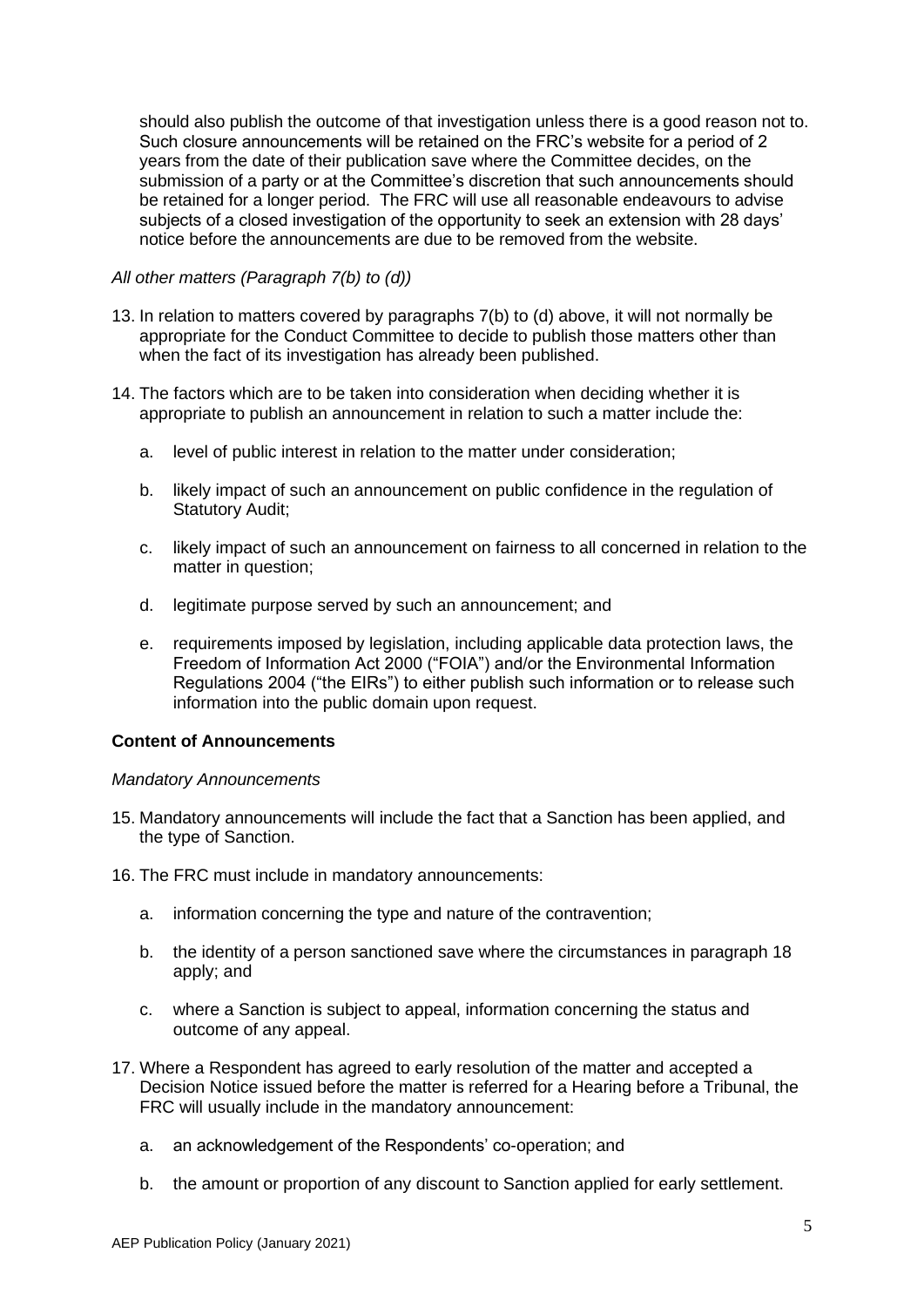should also publish the outcome of that investigation unless there is a good reason not to. Such closure announcements will be retained on the FRC's website for a period of 2 years from the date of their publication save where the Committee decides, on the submission of a party or at the Committee's discretion that such announcements should be retained for a longer period. The FRC will use all reasonable endeavours to advise subjects of a closed investigation of the opportunity to seek an extension with 28 days' notice before the announcements are due to be removed from the website.

*All other matters (Paragraph 7(b) to (d))*

13. In relation to matters covered by paragraphs 7(b) to (d) above, it will not normally be appropriate for the Conduct Committee to decide to publish those matters other than when the fact of its investigation has already been published.

14. The factors which are to be taken into consideration when deciding whether it is appropriate to publish an announcement in relation to such a matter include the:

    a. level of public interest in relation to the matter under consideration;

    b. likely impact of such an announcement on public confidence in the regulation of Statutory Audit;

    c. likely impact of such an announcement on fairness to all concerned in relation to the matter in question;

    d. legitimate purpose served by such an announcement; and

    e. requirements imposed by legislation, including applicable data protection laws, the Freedom of Information Act 2000 ("FOIA") and/or the Environmental Information Regulations 2004 ("the EIRs") to either publish such information or to release such information into the public domain upon request.

**Content of Announcements**

*Mandatory Announcements*

15. Mandatory announcements will include the fact that a Sanction has been applied, and the type of Sanction.

16. The FRC must include in mandatory announcements:

    a. information concerning the type and nature of the contravention;

    b. the identity of a person sanctioned save where the circumstances in paragraph 18 apply; and

    c. where a Sanction is subject to appeal, information concerning the status and outcome of any appeal.

17. Where a Respondent has agreed to early resolution of the matter and accepted a Decision Notice issued before the matter is referred for a Hearing before a Tribunal, the FRC will usually include in the mandatory announcement:

    a. an acknowledgement of the Respondents' co-operation; and

    b. the amount or proportion of any discount to Sanction applied for early settlement.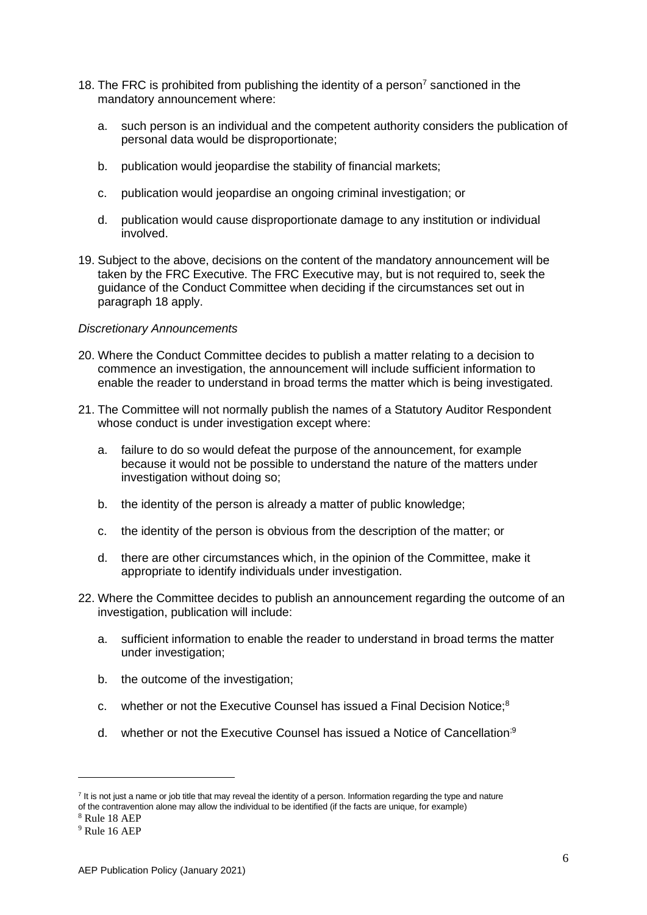18. The FRC is prohibited from publishing the identity of a person[7] sanctioned in the mandatory announcement where:

    a. such person is an individual and the competent authority considers the publication of personal data would be disproportionate;

    b. publication would jeopardise the stability of financial markets;

    c. publication would jeopardise an ongoing criminal investigation; or

    d. publication would cause disproportionate damage to any institution or individual involved.

19. Subject to the above, decisions on the content of the mandatory announcement will be taken by the FRC Executive. The FRC Executive may, but is not required to, seek the guidance of the Conduct Committee when deciding if the circumstances set out in paragraph 18 apply.

*Discretionary Announcements*

20. Where the Conduct Committee decides to publish a matter relating to a decision to commence an investigation, the announcement will include sufficient information to enable the reader to understand in broad terms the matter which is being investigated.

21. The Committee will not normally publish the names of a Statutory Auditor Respondent whose conduct is under investigation except where:

    a. failure to do so would defeat the purpose of the announcement, for example because it would not be possible to understand the nature of the matters under investigation without doing so;

    b. the identity of the person is already a matter of public knowledge;

    c. the identity of the person is obvious from the description of the matter; or

    d. there are other circumstances which, in the opinion of the Committee, make it appropriate to identify individuals under investigation.

22. Where the Committee decides to publish an announcement regarding the outcome of an investigation, publication will include:

    a. sufficient information to enable the reader to understand in broad terms the matter under investigation;

    b. the outcome of the investigation;

    c. whether or not the Executive Counsel has issued a Final Decision Notice;[8]

    d. whether or not the Executive Counsel has issued a Notice of Cancellation;[9]

---

[7] It is not just a name or job title that may reveal the identity of a person. Information regarding the type and nature of the contravention alone may allow the individual to be identified (if the facts are unique, for example)

[8] Rule 18 AEP

[9] Rule 16 AEP

AEP Publication Policy (January 2021)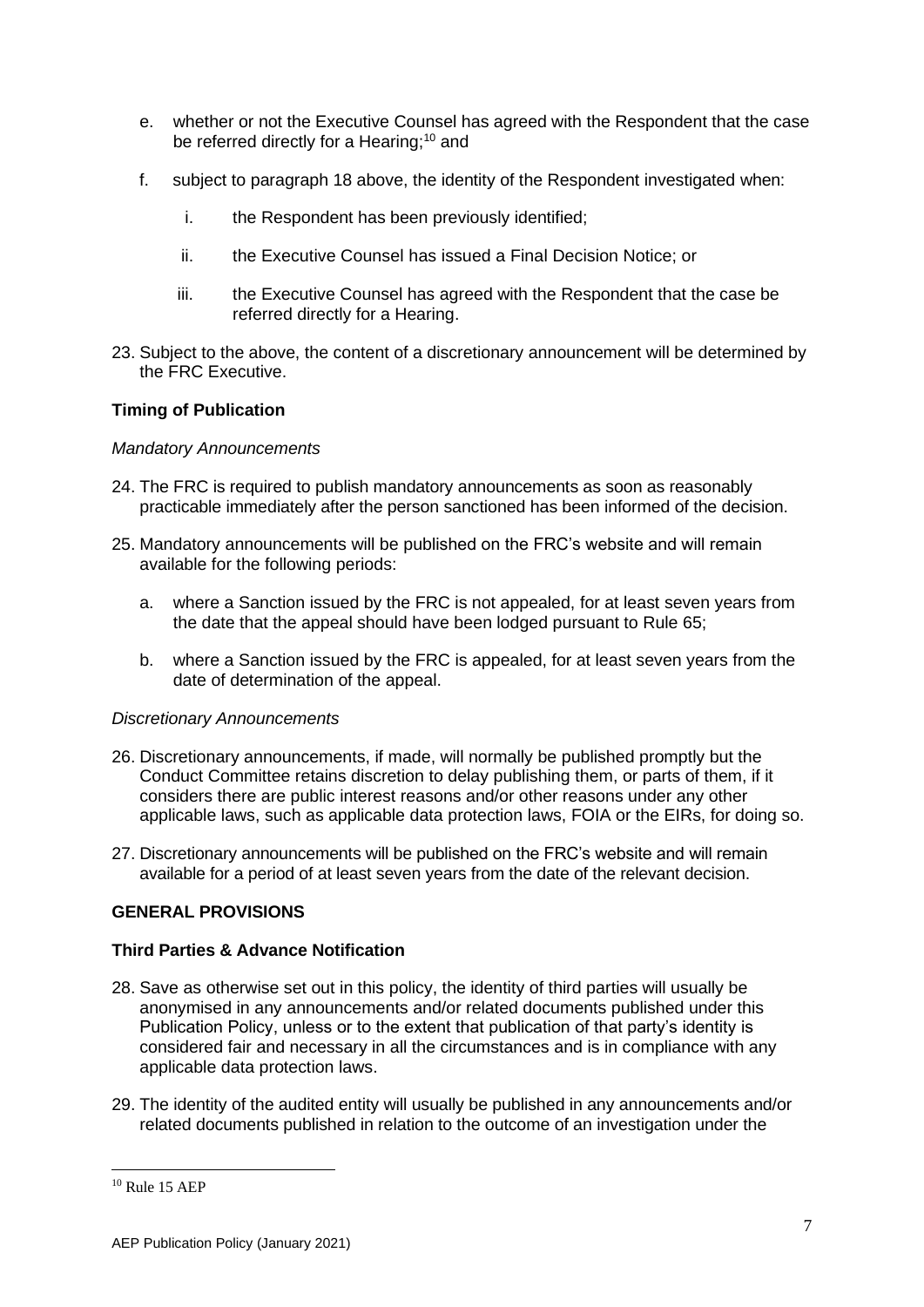e. whether or not the Executive Counsel has agreed with the Respondent that the case be referred directly for a Hearing;[10] and

f. subject to paragraph 18 above, the identity of the Respondent investigated when:

   i. the Respondent has been previously identified;

   ii. the Executive Counsel has issued a Final Decision Notice; or

   iii. the Executive Counsel has agreed with the Respondent that the case be referred directly for a Hearing.

23. Subject to the above, the content of a discretionary announcement will be determined by the FRC Executive.

**Timing of Publication**

*Mandatory Announcements*

24. The FRC is required to publish mandatory announcements as soon as reasonably practicable immediately after the person sanctioned has been informed of the decision.

25. Mandatory announcements will be published on the FRC's website and will remain available for the following periods:

    a. where a Sanction issued by the FRC is not appealed, for at least seven years from the date that the appeal should have been lodged pursuant to Rule 65;

    b. where a Sanction issued by the FRC is appealed, for at least seven years from the date of determination of the appeal.

*Discretionary Announcements*

26. Discretionary announcements, if made, will normally be published promptly but the Conduct Committee retains discretion to delay publishing them, or parts of them, if it considers there are public interest reasons and/or other reasons under any other applicable laws, such as applicable data protection laws, FOIA or the EIRs, for doing so.

27. Discretionary announcements will be published on the FRC's website and will remain available for a period of at least seven years from the date of the relevant decision.

**GENERAL PROVISIONS**

**Third Parties & Advance Notification**

28. Save as otherwise set out in this policy, the identity of third parties will usually be anonymised in any announcements and/or related documents published under this Publication Policy, unless or to the extent that publication of that party's identity is considered fair and necessary in all the circumstances and is in compliance with any applicable data protection laws.

29. The identity of the audited entity will usually be published in any announcements and/or related documents published in relation to the outcome of an investigation under the

---

[10] Rule 15 AEP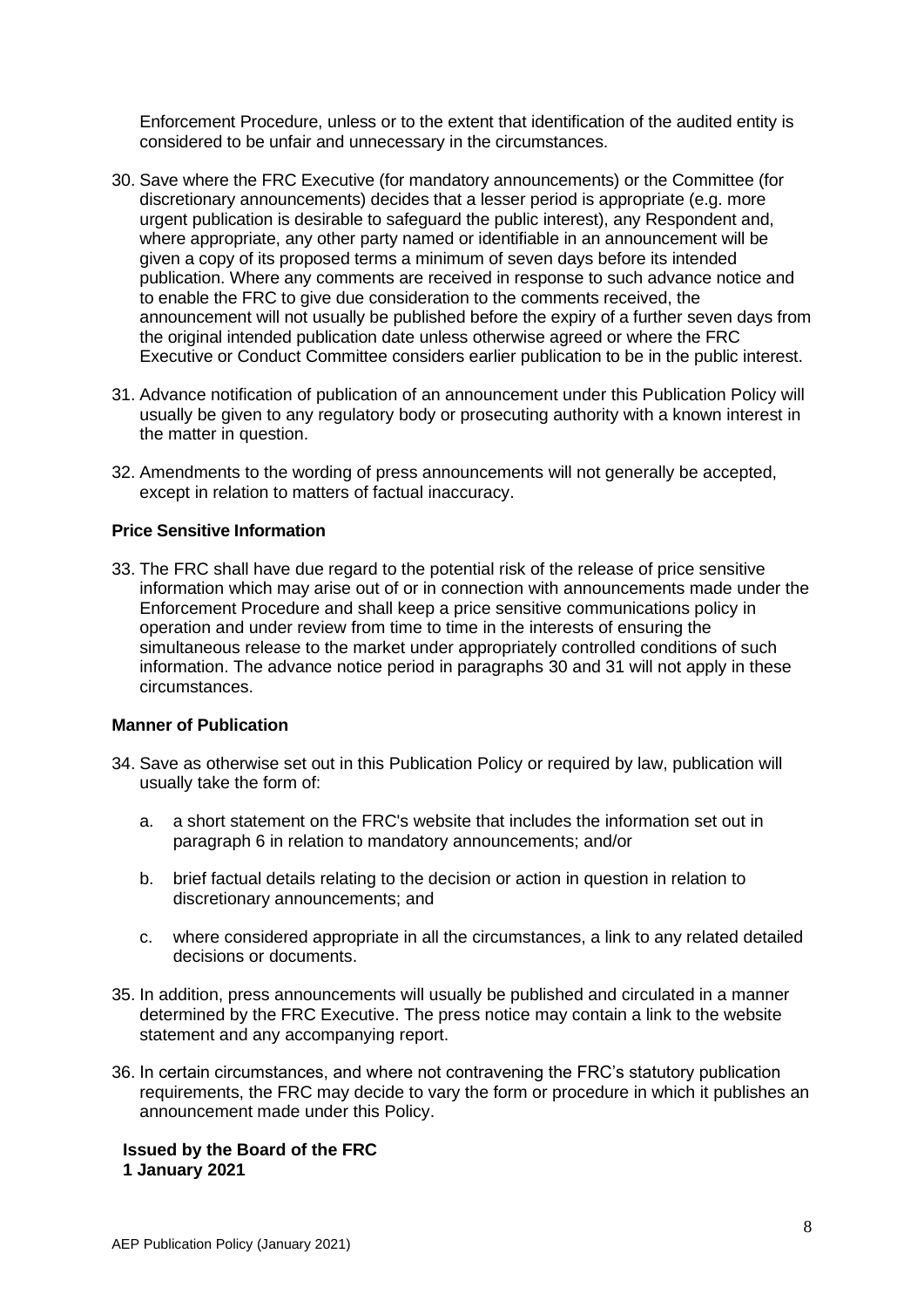Enforcement Procedure, unless or to the extent that identification of the audited entity is considered to be unfair and unnecessary in the circumstances.

30. Save where the FRC Executive (for mandatory announcements) or the Committee (for discretionary announcements) decides that a lesser period is appropriate (e.g. more urgent publication is desirable to safeguard the public interest), any Respondent and, where appropriate, any other party named or identifiable in an announcement will be given a copy of its proposed terms a minimum of seven days before its intended publication. Where any comments are received in response to such advance notice and to enable the FRC to give due consideration to the comments received, the announcement will not usually be published before the expiry of a further seven days from the original intended publication date unless otherwise agreed or where the FRC Executive or Conduct Committee considers earlier publication to be in the public interest.

31. Advance notification of publication of an announcement under this Publication Policy will usually be given to any regulatory body or prosecuting authority with a known interest in the matter in question.

32. Amendments to the wording of press announcements will not generally be accepted, except in relation to matters of factual inaccuracy.

**Price Sensitive Information**

33. The FRC shall have due regard to the potential risk of the release of price sensitive information which may arise out of or in connection with announcements made under the Enforcement Procedure and shall keep a price sensitive communications policy in operation and under review from time to time in the interests of ensuring the simultaneous release to the market under appropriately controlled conditions of such information. The advance notice period in paragraphs 30 and 31 will not apply in these circumstances.

**Manner of Publication**

34. Save as otherwise set out in this Publication Policy or required by law, publication will usually take the form of:

    a. a short statement on the FRC's website that includes the information set out in paragraph 6 in relation to mandatory announcements; and/or

    b. brief factual details relating to the decision or action in question in relation to discretionary announcements; and

    c. where considered appropriate in all the circumstances, a link to any related detailed decisions or documents.

35. In addition, press announcements will usually be published and circulated in a manner determined by the FRC Executive. The press notice may contain a link to the website statement and any accompanying report.

36. In certain circumstances, and where not contravening the FRC's statutory publication requirements, the FRC may decide to vary the form or procedure in which it publishes an announcement made under this Policy.

**Issued by the Board of the FRC**
**1 January 2021**